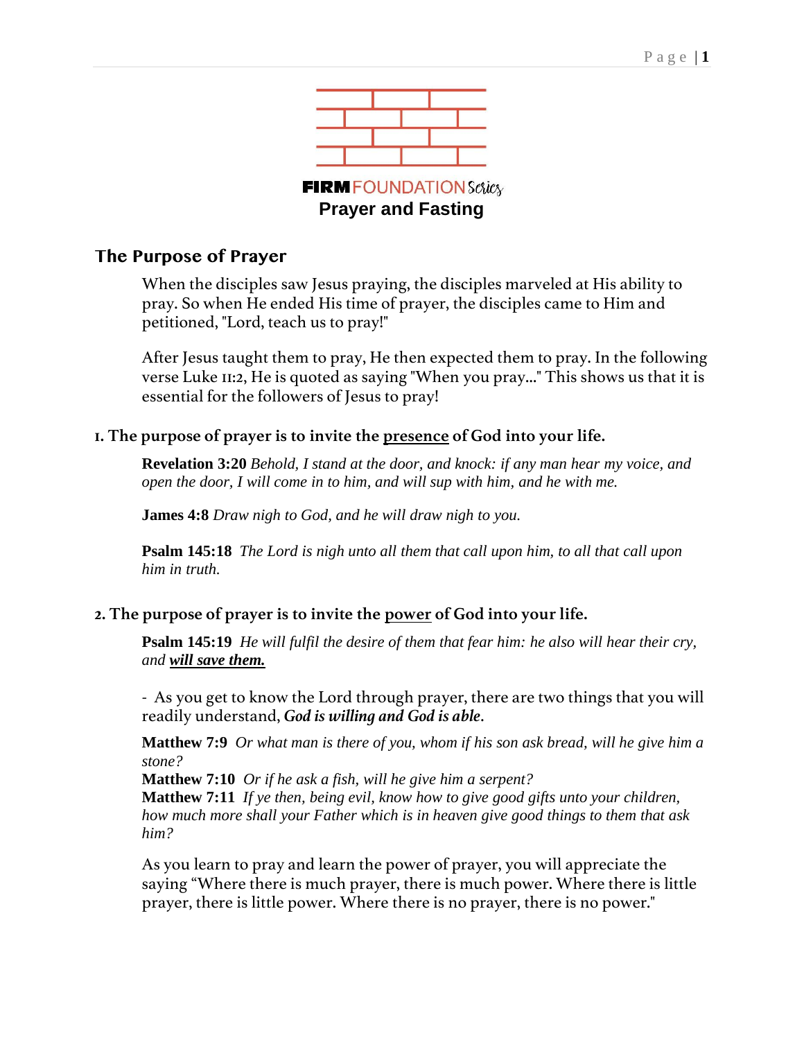**FIRM** FOUNDATION Series

# Prayer and Fasting

## The Purpose of Prayer

When the disciples saw Jesus praying, the disciples marveled at His ability to pray. So when He ended His time of prayer, the disciples came to Him and petitioned, "Lord, teach us to pray!"

After Jesus taught them to pray, He then expected them to pray. In the following verse Luke 11:2, He is quoted as saying "When you pray..." This shows us that it is essential for the followers of Jesus to pray!

### 1. The purpose of prayer is to invite the <u>presence</u> of God into your life.

**Revelation 3:20** *Behold, I stand at the door, and knock: if any man hear my voice, and open the door, I will come in to him, and will sup with him, and he with me.*

**James 4:8** *Draw nigh to God, and he will draw nigh to you.*

**Psalm 145:18** *The Lord is nigh unto all them that call upon him, to all that call upon him in truth.*

### 2. The purpose of prayer is to invite the <u>power</u> of God into your life.

**Psalm 145:19** *He will fulfil the desire of them that fear him: he also will hear their cry, and **<u>will save them.</u>***

- As you get to know the Lord through prayer, there are two things that you will readily understand, ***God is willing and God is able***.

**Matthew 7:9** *Or what man is there of you, whom if his son ask bread, will he give him a stone?*
**Matthew 7:10** *Or if he ask a fish, will he give him a serpent?*
**Matthew 7:11** *If ye then, being evil, know how to give good gifts unto your children, how much more shall your Father which is in heaven give good things to them that ask him?*

As you learn to pray and learn the power of prayer, you will appreciate the saying "Where there is much prayer, there is much power. Where there is little prayer, there is little power. Where there is no prayer, there is no power."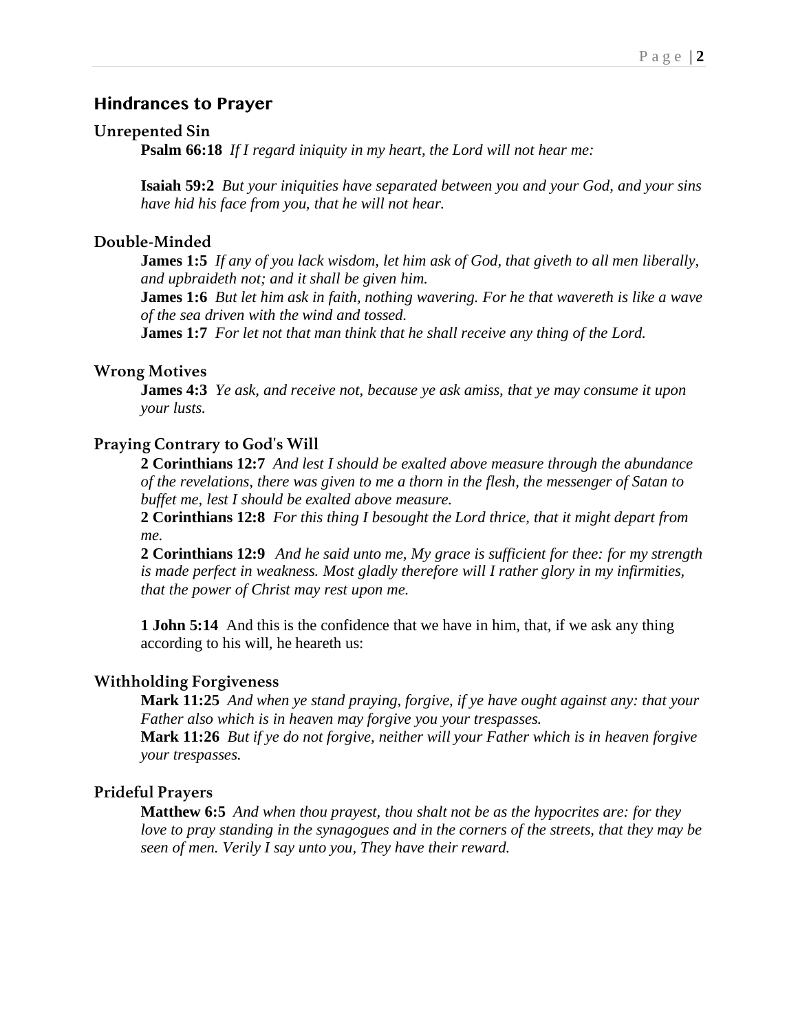## Hindrances to Prayer

### Unrepented Sin

**Psalm 66:18** *If I regard iniquity in my heart, the Lord will not hear me:*

**Isaiah 59:2** *But your iniquities have separated between you and your God, and your sins have hid his face from you, that he will not hear.*

### Double-Minded

**James 1:5** *If any of you lack wisdom, let him ask of God, that giveth to all men liberally, and upbraideth not; and it shall be given him.*
**James 1:6** *But let him ask in faith, nothing wavering. For he that wavereth is like a wave of the sea driven with the wind and tossed.*
**James 1:7** *For let not that man think that he shall receive any thing of the Lord.*

### Wrong Motives

**James 4:3** *Ye ask, and receive not, because ye ask amiss, that ye may consume it upon your lusts.*

### Praying Contrary to God's Will

**2 Corinthians 12:7** *And lest I should be exalted above measure through the abundance of the revelations, there was given to me a thorn in the flesh, the messenger of Satan to buffet me, lest I should be exalted above measure.*
**2 Corinthians 12:8** *For this thing I besought the Lord thrice, that it might depart from me.*
**2 Corinthians 12:9** *And he said unto me, My grace is sufficient for thee: for my strength is made perfect in weakness. Most gladly therefore will I rather glory in my infirmities, that the power of Christ may rest upon me.*

**1 John 5:14** And this is the confidence that we have in him, that, if we ask any thing according to his will, he heareth us:

### Withholding Forgiveness

**Mark 11:25** *And when ye stand praying, forgive, if ye have ought against any: that your Father also which is in heaven may forgive you your trespasses.*
**Mark 11:26** *But if ye do not forgive, neither will your Father which is in heaven forgive your trespasses.*

### Prideful Prayers

**Matthew 6:5** *And when thou prayest, thou shalt not be as the hypocrites are: for they love to pray standing in the synagogues and in the corners of the streets, that they may be seen of men. Verily I say unto you, They have their reward.*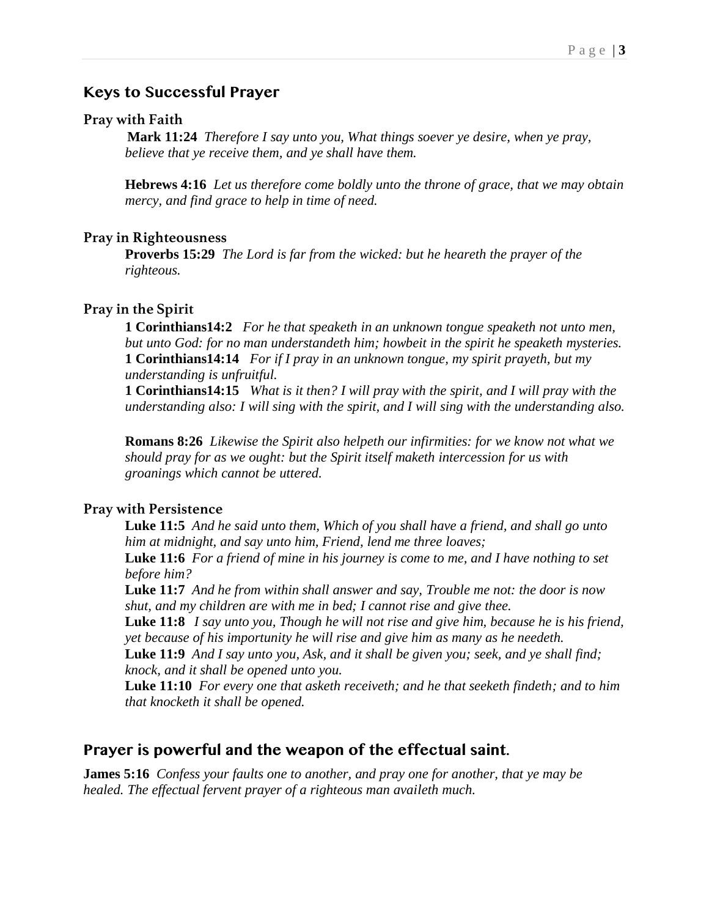## Keys to Successful Prayer

### Pray with Faith

**Mark 11:24** *Therefore I say unto you, What things soever ye desire, when ye pray, believe that ye receive them, and ye shall have them.*

**Hebrews 4:16** *Let us therefore come boldly unto the throne of grace, that we may obtain mercy, and find grace to help in time of need.*

### Pray in Righteousness

**Proverbs 15:29** *The Lord is far from the wicked: but he heareth the prayer of the righteous.*

### Pray in the Spirit

**1 Corinthians14:2** *For he that speaketh in an unknown tongue speaketh not unto men, but unto God: for no man understandeth him; howbeit in the spirit he speaketh mysteries.*
**1 Corinthians14:14** *For if I pray in an unknown tongue, my spirit prayeth, but my understanding is unfruitful.*
**1 Corinthians14:15** *What is it then? I will pray with the spirit, and I will pray with the understanding also: I will sing with the spirit, and I will sing with the understanding also.*

**Romans 8:26** *Likewise the Spirit also helpeth our infirmities: for we know not what we should pray for as we ought: but the Spirit itself maketh intercession for us with groanings which cannot be uttered.*

### Pray with Persistence

**Luke 11:5** *And he said unto them, Which of you shall have a friend, and shall go unto him at midnight, and say unto him, Friend, lend me three loaves;*
**Luke 11:6** *For a friend of mine in his journey is come to me, and I have nothing to set before him?*
**Luke 11:7** *And he from within shall answer and say, Trouble me not: the door is now shut, and my children are with me in bed; I cannot rise and give thee.*
**Luke 11:8** *I say unto you, Though he will not rise and give him, because he is his friend, yet because of his importunity he will rise and give him as many as he needeth.*
**Luke 11:9** *And I say unto you, Ask, and it shall be given you; seek, and ye shall find; knock, and it shall be opened unto you.*
**Luke 11:10** *For every one that asketh receiveth; and he that seeketh findeth; and to him that knocketh it shall be opened.*

## Prayer is powerful and the weapon of the effectual saint.

**James 5:16** *Confess your faults one to another, and pray one for another, that ye may be healed. The effectual fervent prayer of a righteous man availeth much.*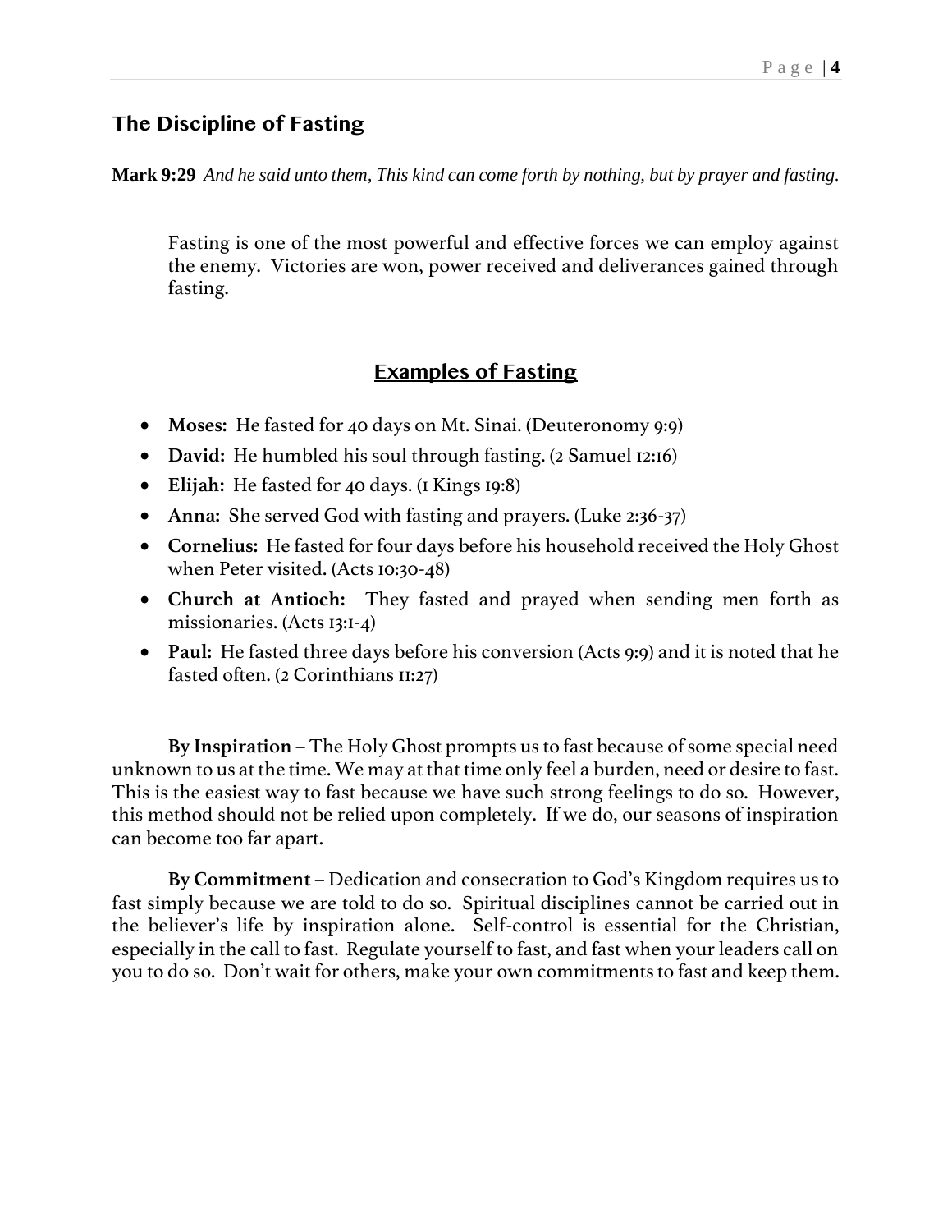## The Discipline of Fasting

**Mark 9:29** *And he said unto them, This kind can come forth by nothing, but by prayer and fasting.*

Fasting is one of the most powerful and effective forces we can employ against the enemy. Victories are won, power received and deliverances gained through fasting.

### Examples of Fasting

- **Moses:** He fasted for 40 days on Mt. Sinai. (Deuteronomy 9:9)
- **David:** He humbled his soul through fasting. (2 Samuel 12:16)
- **Elijah:** He fasted for 40 days. (1 Kings 19:8)
- **Anna:** She served God with fasting and prayers. (Luke 2:36-37)
- **Cornelius:** He fasted for four days before his household received the Holy Ghost when Peter visited. (Acts 10:30-48)
- **Church at Antioch:** They fasted and prayed when sending men forth as missionaries. (Acts 13:1-4)
- **Paul:** He fasted three days before his conversion (Acts 9:9) and it is noted that he fasted often. (2 Corinthians 11:27)

**By Inspiration** – The Holy Ghost prompts us to fast because of some special need unknown to us at the time. We may at that time only feel a burden, need or desire to fast. This is the easiest way to fast because we have such strong feelings to do so. However, this method should not be relied upon completely. If we do, our seasons of inspiration can become too far apart.

**By Commitment** – Dedication and consecration to God's Kingdom requires us to fast simply because we are told to do so. Spiritual disciplines cannot be carried out in the believer's life by inspiration alone. Self-control is essential for the Christian, especially in the call to fast. Regulate yourself to fast, and fast when your leaders call on you to do so. Don't wait for others, make your own commitments to fast and keep them.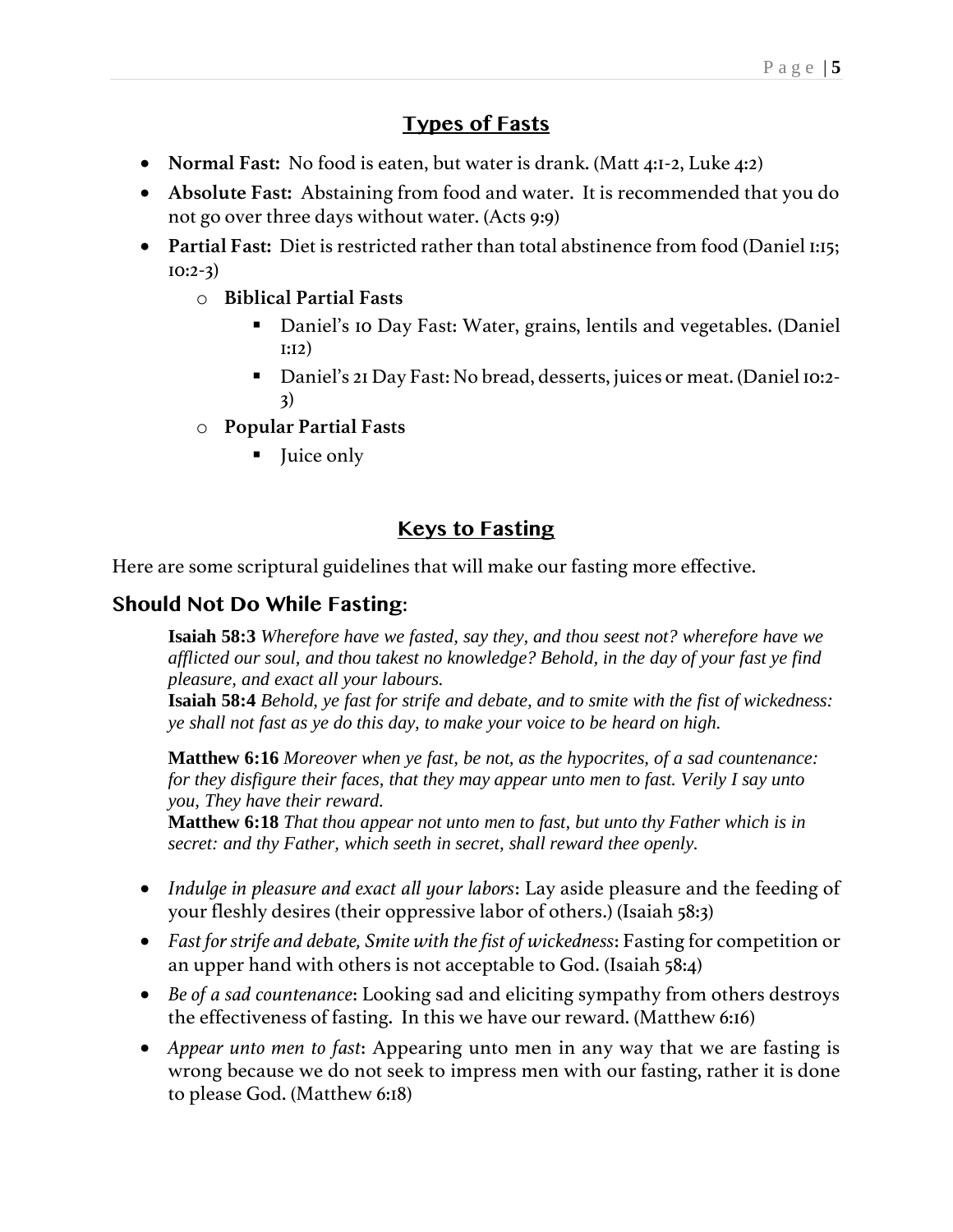## Types of Fasts

- **Normal Fast:** No food is eaten, but water is drank. (Matt 4:1-2, Luke 4:2)
- **Absolute Fast:** Abstaining from food and water. It is recommended that you do not go over three days without water. (Acts 9:9)
- **Partial Fast:** Diet is restricted rather than total abstinence from food (Daniel 1:15; 10:2-3)
  - **Biblical Partial Fasts**
    - Daniel's 10 Day Fast: Water, grains, lentils and vegetables. (Daniel 1:12)
    - Daniel's 21 Day Fast: No bread, desserts, juices or meat. (Daniel 10:2-3)
  - **Popular Partial Fasts**
    - Juice only

## Keys to Fasting

Here are some scriptural guidelines that will make our fasting more effective.

### Should Not Do While Fasting:

> **Isaiah 58:3** *Wherefore have we fasted, say they, and thou seest not? wherefore have we afflicted our soul, and thou takest no knowledge? Behold, in the day of your fast ye find pleasure, and exact all your labours.*
> **Isaiah 58:4** *Behold, ye fast for strife and debate, and to smite with the fist of wickedness: ye shall not fast as ye do this day, to make your voice to be heard on high.*
>
> **Matthew 6:16** *Moreover when ye fast, be not, as the hypocrites, of a sad countenance: for they disfigure their faces, that they may appear unto men to fast. Verily I say unto you, They have their reward.*
> **Matthew 6:18** *That thou appear not unto men to fast, but unto thy Father which is in secret: and thy Father, which seeth in secret, shall reward thee openly.*

- *Indulge in pleasure and exact all your labors*: Lay aside pleasure and the feeding of your fleshly desires (their oppressive labor of others.) (Isaiah 58:3)
- *Fast for strife and debate, Smite with the fist of wickedness*: Fasting for competition or an upper hand with others is not acceptable to God. (Isaiah 58:4)
- *Be of a sad countenance*: Looking sad and eliciting sympathy from others destroys the effectiveness of fasting. In this we have our reward. (Matthew 6:16)
- *Appear unto men to fast*: Appearing unto men in any way that we are fasting is wrong because we do not seek to impress men with our fasting, rather it is done to please God. (Matthew 6:18)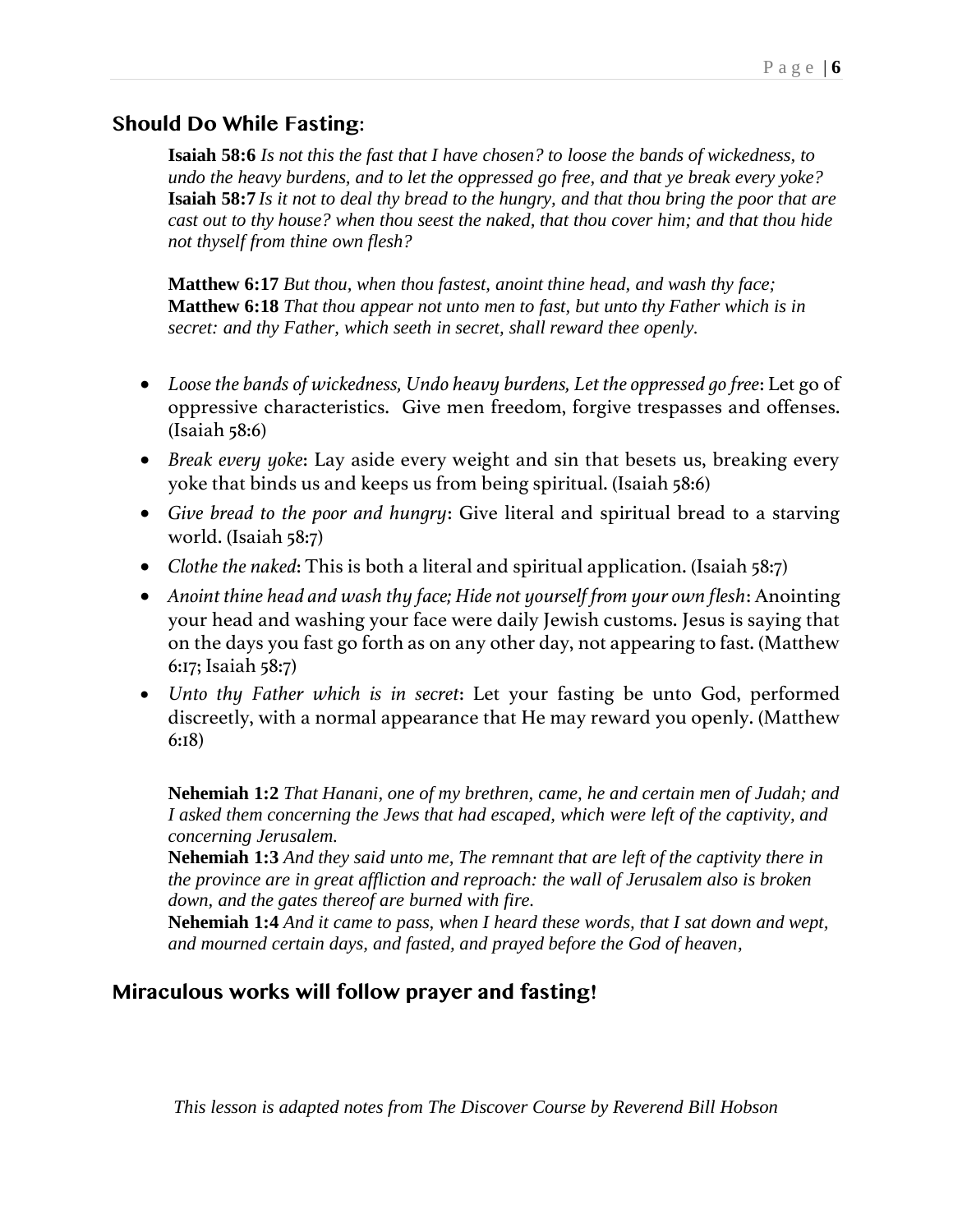## Should Do While Fasting:

**Isaiah 58:6** *Is not this the fast that I have chosen? to loose the bands of wickedness, to undo the heavy burdens, and to let the oppressed go free, and that ye break every yoke?*
**Isaiah 58:7** *Is it not to deal thy bread to the hungry, and that thou bring the poor that are cast out to thy house? when thou seest the naked, that thou cover him; and that thou hide not thyself from thine own flesh?*

**Matthew 6:17** *But thou, when thou fastest, anoint thine head, and wash thy face;*
**Matthew 6:18** *That thou appear not unto men to fast, but unto thy Father which is in secret: and thy Father, which seeth in secret, shall reward thee openly.*

- *Loose the bands of wickedness, Undo heavy burdens, Let the oppressed go free*: Let go of oppressive characteristics. Give men freedom, forgive trespasses and offenses. (Isaiah 58:6)
- *Break every yoke*: Lay aside every weight and sin that besets us, breaking every yoke that binds us and keeps us from being spiritual. (Isaiah 58:6)
- *Give bread to the poor and hungry*: Give literal and spiritual bread to a starving world. (Isaiah 58:7)
- *Clothe the naked*: This is both a literal and spiritual application. (Isaiah 58:7)
- *Anoint thine head and wash thy face; Hide not yourself from your own flesh*: Anointing your head and washing your face were daily Jewish customs. Jesus is saying that on the days you fast go forth as on any other day, not appearing to fast. (Matthew 6:17; Isaiah 58:7)
- *Unto thy Father which is in secret*: Let your fasting be unto God, performed discreetly, with a normal appearance that He may reward you openly. (Matthew 6:18)

**Nehemiah 1:2** *That Hanani, one of my brethren, came, he and certain men of Judah; and I asked them concerning the Jews that had escaped, which were left of the captivity, and concerning Jerusalem.*
**Nehemiah 1:3** *And they said unto me, The remnant that are left of the captivity there in the province are in great affliction and reproach: the wall of Jerusalem also is broken down, and the gates thereof are burned with fire.*
**Nehemiah 1:4** *And it came to pass, when I heard these words, that I sat down and wept, and mourned certain days, and fasted, and prayed before the God of heaven,*

## Miraculous works will follow prayer and fasting!

*This lesson is adapted notes from The Discover Course by Reverend Bill Hobson*